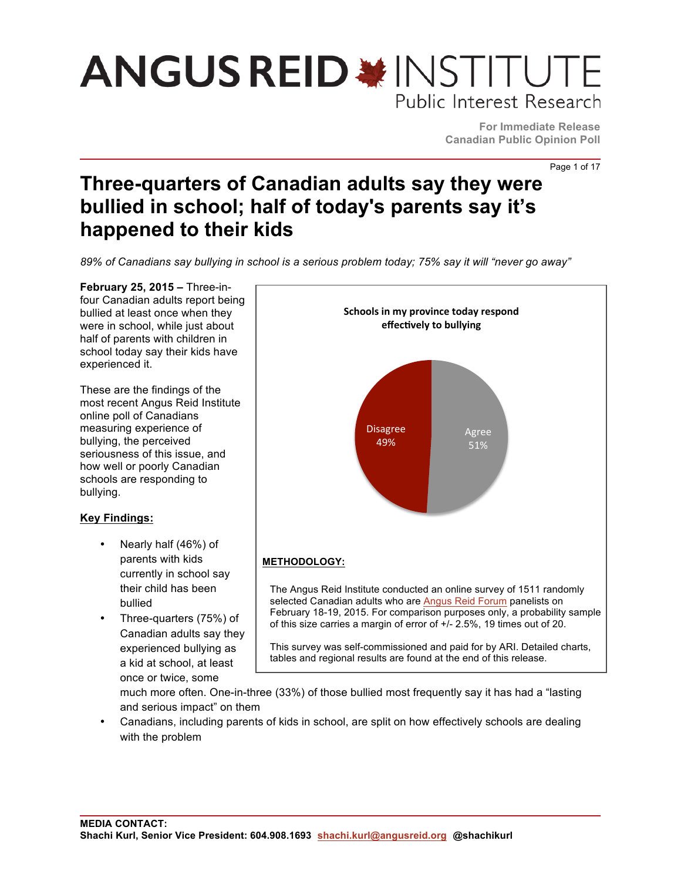# Three-quarters of Canadian adults say they were bullied in school; half of today's parents say it's happened to their kids

*89% of Canadians say bullying in school is a serious problem today; 75% say it will "never go away"*

**February 25, 2015 –** Three-in-four Canadian adults report being bullied at least once when they were in school, while just about half of parents with children in school today say their kids have experienced it.

These are the findings of the most recent Angus Reid Institute online poll of Canadians measuring experience of bullying, the perceived seriousness of this issue, and how well or poorly Canadian schools are responding to bullying.

**Schools in my province today respond effectively to bullying**

| Response | % |
|---|---|
| Disagree | 49% |
| Agree | 51% |

**METHODOLOGY:**

The Angus Reid Institute conducted an online survey of 1511 randomly selected Canadian adults who are Angus Reid Forum panelists on February 18-19, 2015. For comparison purposes only, a probability sample of this size carries a margin of error of +/- 2.5%, 19 times out of 20.

This survey was self-commissioned and paid for by ARI. Detailed charts, tables and regional results are found at the end of this release.

**Key Findings:**

- Nearly half (46%) of parents with kids currently in school say their child has been bullied
- Three-quarters (75%) of Canadian adults say they experienced bullying as a kid at school, at least once or twice, some much more often. One-in-three (33%) of those bullied most frequently say it has had a "lasting and serious impact" on them
- Canadians, including parents of kids in school, are split on how effectively schools are dealing with the problem

**MEDIA CONTACT:**
**Shachi Kurl, Senior Vice President: 604.908.1693 shachi.kurl@angusreid.org @shachikurl**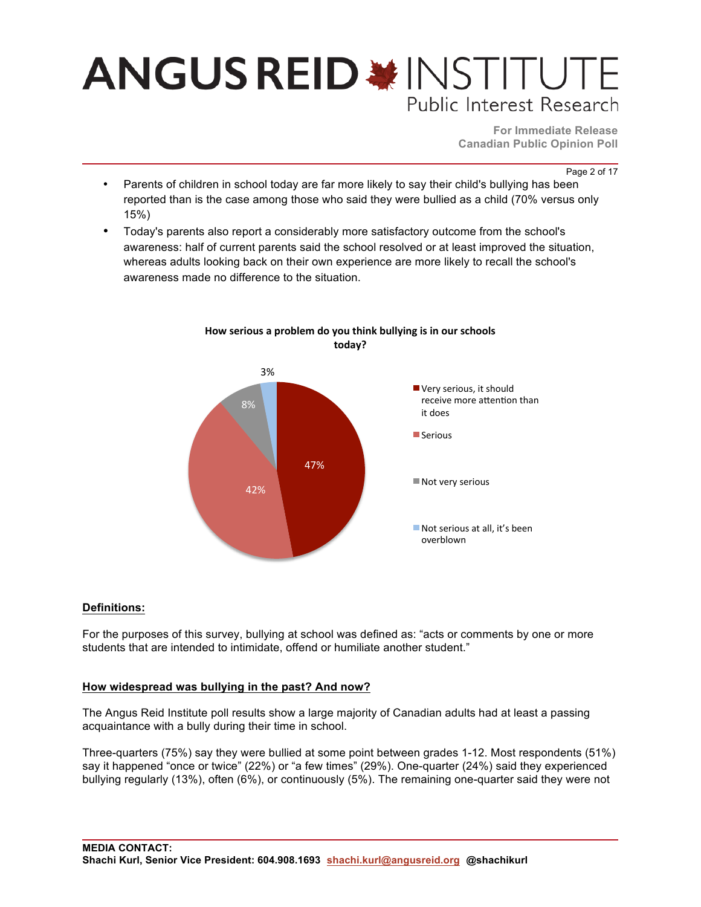- Parents of children in school today are far more likely to say their child's bullying has been reported than is the case among those who said they were bullied as a child (70% versus only 15%)
- Today's parents also report a considerably more satisfactory outcome from the school's awareness: half of current parents said the school resolved or at least improved the situation, whereas adults looking back on their own experience are more likely to recall the school's awareness made no difference to the situation.

**How serious a problem do you think bullying is in our schools today?**

| Response | % |
|---|---|
| Very serious, it should receive more attention than it does | 47% |
| Serious | 42% |
| Not very serious | 8% |
| Not serious at all, it's been overblown | 3% |

## Definitions:

For the purposes of this survey, bullying at school was defined as: "acts or comments by one or more students that are intended to intimidate, offend or humiliate another student."

## How widespread was bullying in the past? And now?

The Angus Reid Institute poll results show a large majority of Canadian adults had at least a passing acquaintance with a bully during their time in school.

Three-quarters (75%) say they were bullied at some point between grades 1-12. Most respondents (51%) say it happened "once or twice" (22%) or "a few times" (29%). One-quarter (24%) said they experienced bullying regularly (13%), often (6%), or continuously (5%). The remaining one-quarter said they were not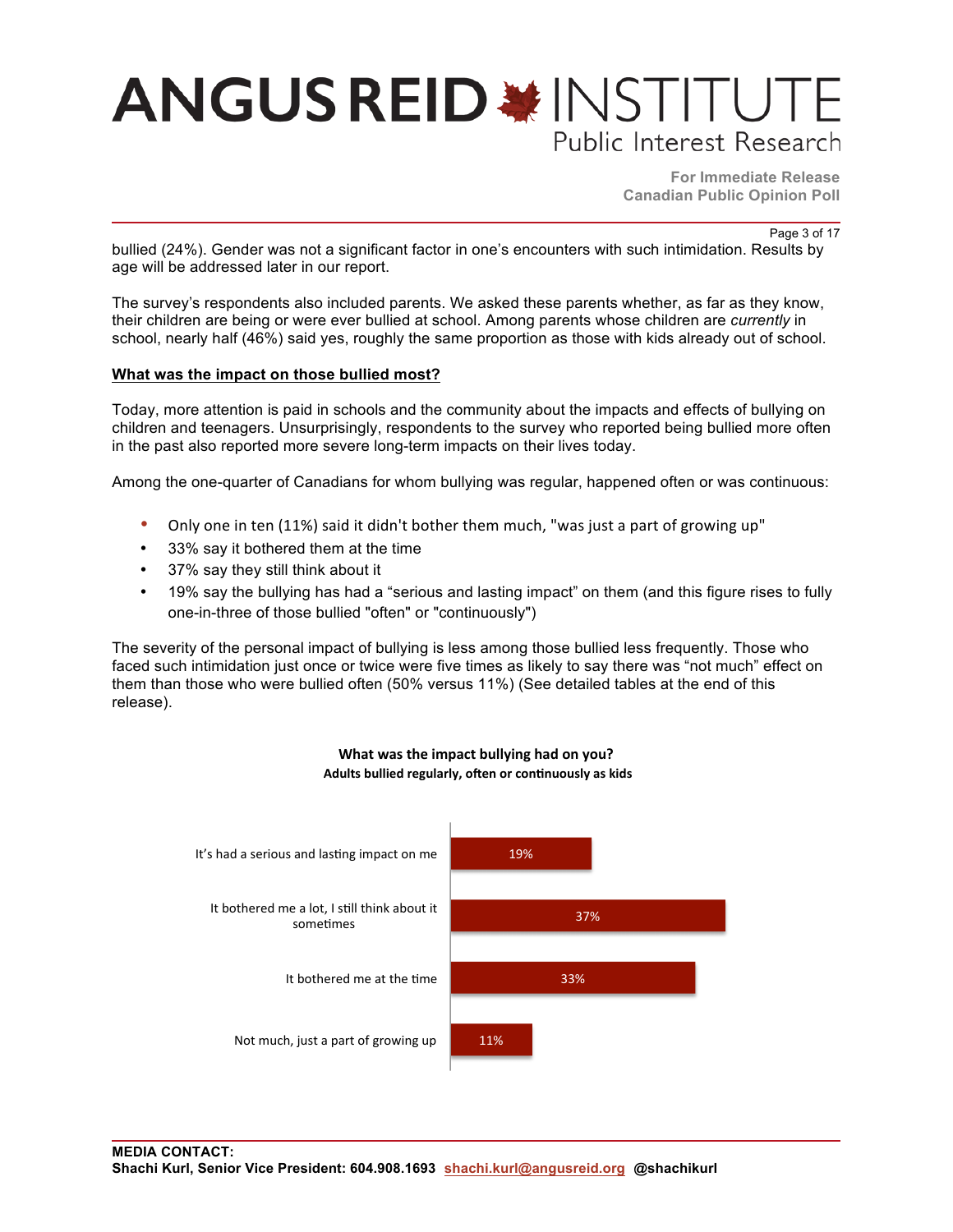bullied (24%). Gender was not a significant factor in one's encounters with such intimidation. Results by age will be addressed later in our report.

The survey's respondents also included parents. We asked these parents whether, as far as they know, their children are being or were ever bullied at school. Among parents whose children are *currently* in school, nearly half (46%) said yes, roughly the same proportion as those with kids already out of school.

**What was the impact on those bullied most?**

Today, more attention is paid in schools and the community about the impacts and effects of bullying on children and teenagers. Unsurprisingly, respondents to the survey who reported being bullied more often in the past also reported more severe long-term impacts on their lives today.

Among the one-quarter of Canadians for whom bullying was regular, happened often or was continuous:

- Only one in ten (11%) said it didn't bother them much, "was just a part of growing up"
- 33% say it bothered them at the time
- 37% say they still think about it
- 19% say the bullying has had a "serious and lasting impact" on them (and this figure rises to fully one-in-three of those bullied "often" or "continuously")

The severity of the personal impact of bullying is less among those bullied less frequently. Those who faced such intimidation just once or twice were five times as likely to say there was "not much" effect on them than those who were bullied often (50% versus 11%) (See detailed tables at the end of this release).

**What was the impact bullying had on you?**
**Adults bullied regularly, often or continuously as kids**

| Response | % |
|---|---|
| It's had a serious and lasting impact on me | 19% |
| It bothered me a lot, I still think about it sometimes | 37% |
| It bothered me at the time | 33% |
| Not much, just a part of growing up | 11% |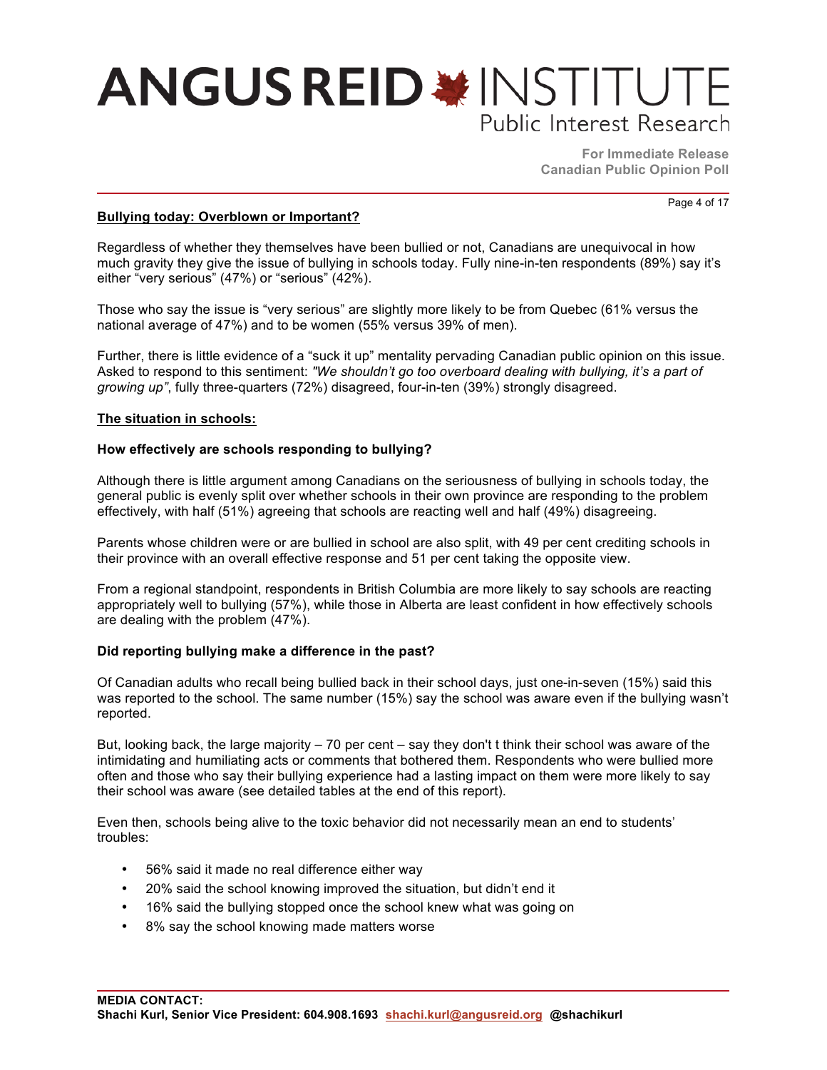## Bullying today: Overblown or Important?

Regardless of whether they themselves have been bullied or not, Canadians are unequivocal in how much gravity they give the issue of bullying in schools today. Fully nine-in-ten respondents (89%) say it's either "very serious" (47%) or "serious" (42%).

Those who say the issue is "very serious" are slightly more likely to be from Quebec (61% versus the national average of 47%) and to be women (55% versus 39% of men).

Further, there is little evidence of a "suck it up" mentality pervading Canadian public opinion on this issue. Asked to respond to this sentiment: *"We shouldn't go too overboard dealing with bullying, it's a part of growing up"*, fully three-quarters (72%) disagreed, four-in-ten (39%) strongly disagreed.

## The situation in schools:

### How effectively are schools responding to bullying?

Although there is little argument among Canadians on the seriousness of bullying in schools today, the general public is evenly split over whether schools in their own province are responding to the problem effectively, with half (51%) agreeing that schools are reacting well and half (49%) disagreeing.

Parents whose children were or are bullied in school are also split, with 49 per cent crediting schools in their province with an overall effective response and 51 per cent taking the opposite view.

From a regional standpoint, respondents in British Columbia are more likely to say schools are reacting appropriately well to bullying (57%), while those in Alberta are least confident in how effectively schools are dealing with the problem (47%).

### Did reporting bullying make a difference in the past?

Of Canadian adults who recall being bullied back in their school days, just one-in-seven (15%) said this was reported to the school. The same number (15%) say the school was aware even if the bullying wasn't reported.

But, looking back, the large majority – 70 per cent – say they don't t think their school was aware of the intimidating and humiliating acts or comments that bothered them. Respondents who were bullied more often and those who say their bullying experience had a lasting impact on them were more likely to say their school was aware (see detailed tables at the end of this report).

Even then, schools being alive to the toxic behavior did not necessarily mean an end to students' troubles:

- 56% said it made no real difference either way
- 20% said the school knowing improved the situation, but didn't end it
- 16% said the bullying stopped once the school knew what was going on
- 8% say the school knowing made matters worse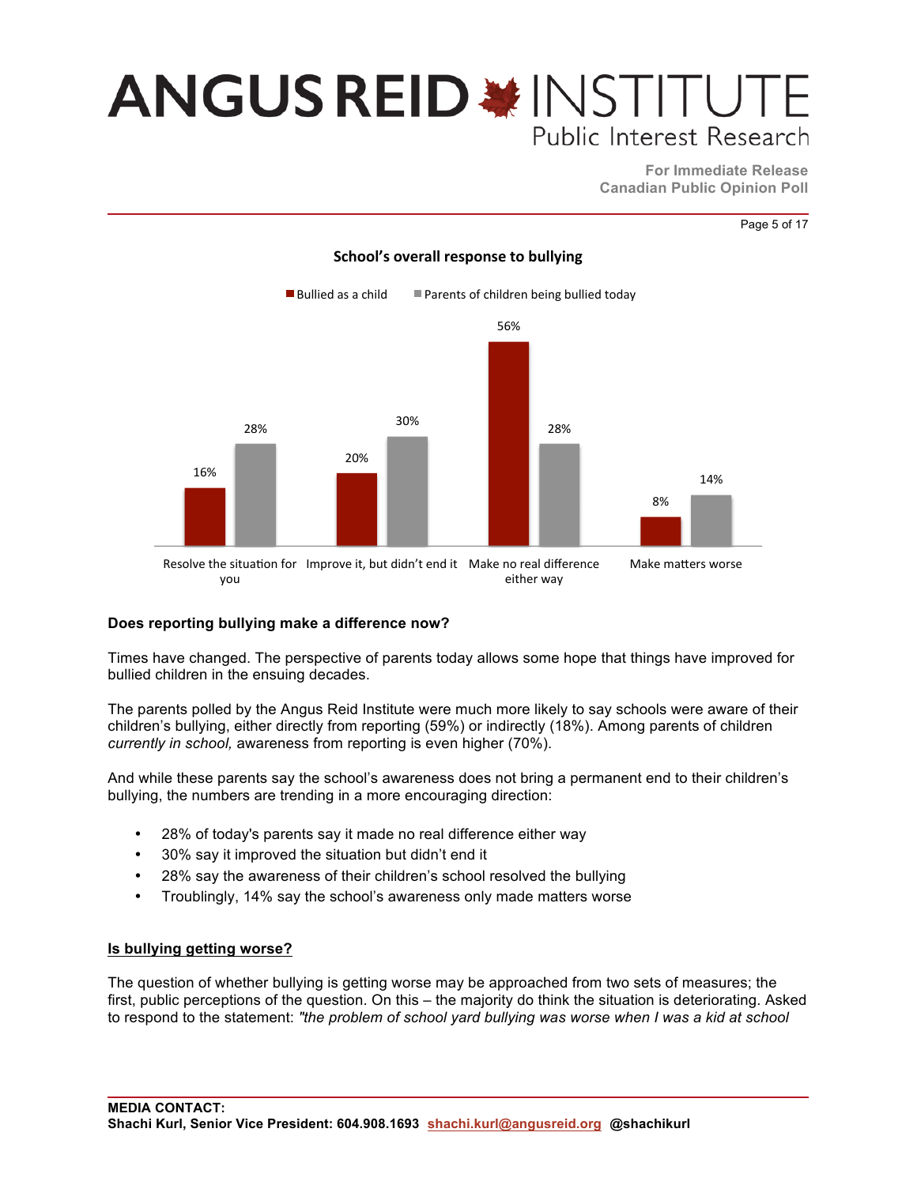**School's overall response to bullying**

| | Bullied as a child | Parents of children being bullied today |
|---|---|---|
| Resolve the situation for you | 16% | 28% |
| Improve it, but didn't end it | 20% | 30% |
| Make no real difference either way | 56% | 28% |
| Make matters worse | 8% | 14% |

**Does reporting bullying make a difference now?**

Times have changed. The perspective of parents today allows some hope that things have improved for bullied children in the ensuing decades.

The parents polled by the Angus Reid Institute were much more likely to say schools were aware of their children's bullying, either directly from reporting (59%) or indirectly (18%). Among parents of children *currently in school,* awareness from reporting is even higher (70%).

And while these parents say the school's awareness does not bring a permanent end to their children's bullying, the numbers are trending in a more encouraging direction:

- 28% of today's parents say it made no real difference either way
- 30% say it improved the situation but didn't end it
- 28% say the awareness of their children's school resolved the bullying
- Troublingly, 14% say the school's awareness only made matters worse

**Is bullying getting worse?**

The question of whether bullying is getting worse may be approached from two sets of measures; the first, public perceptions of the question. On this – the majority do think the situation is deteriorating. Asked to respond to the statement: *"the problem of school yard bullying was worse when I was a kid at school*

**MEDIA CONTACT:**
**Shachi Kurl, Senior Vice President: 604.908.1693 shachi.kurl@angusreid.org @shachikurl**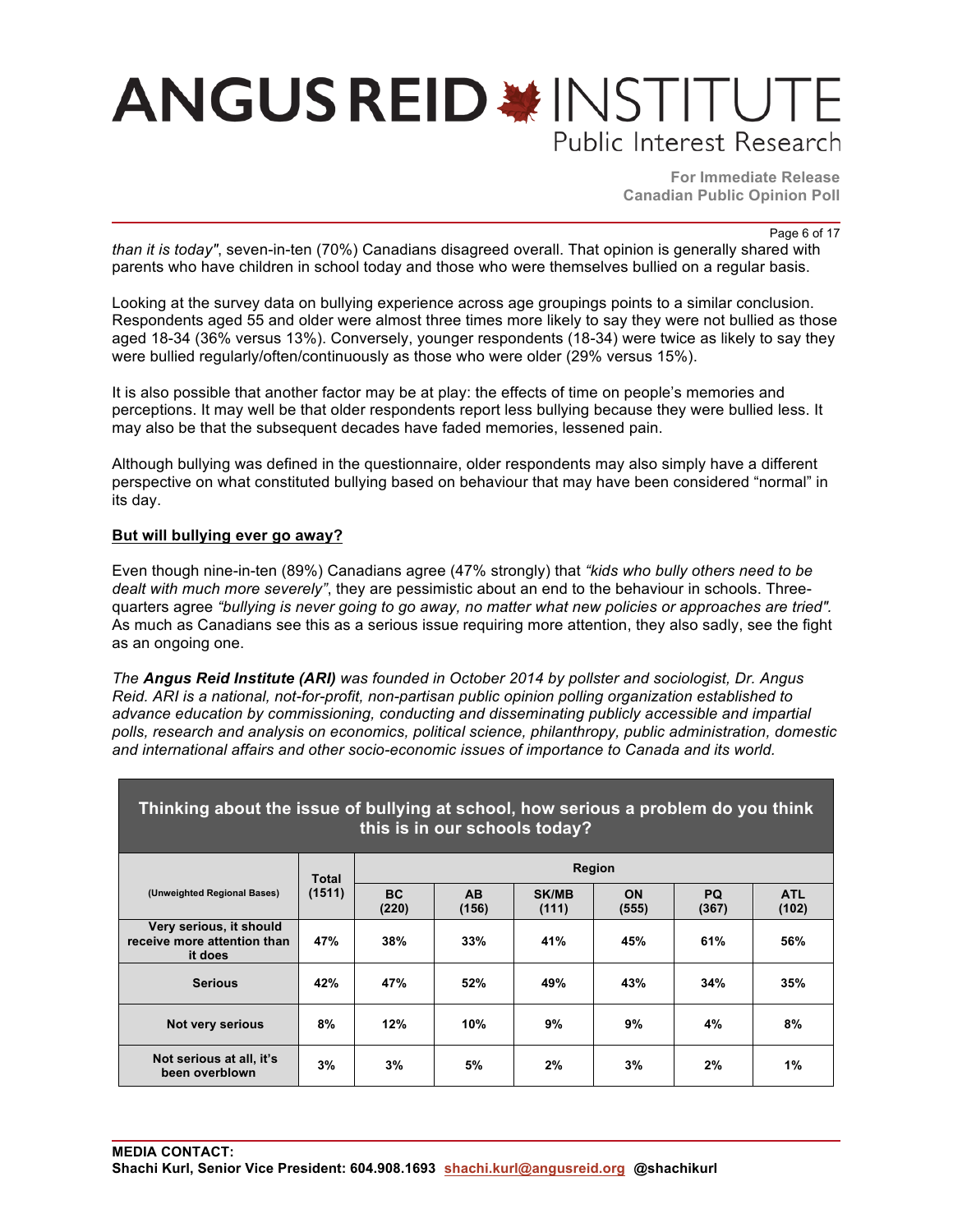*than it is today"*, seven-in-ten (70%) Canadians disagreed overall. That opinion is generally shared with parents who have children in school today and those who were themselves bullied on a regular basis.

Looking at the survey data on bullying experience across age groupings points to a similar conclusion. Respondents aged 55 and older were almost three times more likely to say they were not bullied as those aged 18-34 (36% versus 13%). Conversely, younger respondents (18-34) were twice as likely to say they were bullied regularly/often/continuously as those who were older (29% versus 15%).

It is also possible that another factor may be at play: the effects of time on people's memories and perceptions. It may well be that older respondents report less bullying because they were bullied less. It may also be that the subsequent decades have faded memories, lessened pain.

Although bullying was defined in the questionnaire, older respondents may also simply have a different perspective on what constituted bullying based on behaviour that may have been considered "normal" in its day.

## But will bullying ever go away?

Even though nine-in-ten (89%) Canadians agree (47% strongly) that *"kids who bully others need to be dealt with much more severely"*, they are pessimistic about an end to the behaviour in schools. Three-quarters agree *"bullying is never going to go away, no matter what new policies or approaches are tried".* As much as Canadians see this as a serious issue requiring more attention, they also sadly, see the fight as an ongoing one.

*The **Angus Reid Institute (ARI)** was founded in October 2014 by pollster and sociologist, Dr. Angus Reid. ARI is a national, not-for-profit, non-partisan public opinion polling organization established to advance education by commissioning, conducting and disseminating publicly accessible and impartial polls, research and analysis on economics, political science, philanthropy, public administration, domestic and international affairs and other socio-economic issues of importance to Canada and its world.*

**Thinking about the issue of bullying at school, how serious a problem do you think this is in our schools today?**

| (Unweighted Regional Bases) | Total (1511) | Region | | | | | |
|---|---|---|---|---|---|---|---|
| | | BC (220) | AB (156) | SK/MB (111) | ON (555) | PQ (367) | ATL (102) |
| Very serious, it should receive more attention than it does | 47% | 38% | 33% | 41% | 45% | 61% | 56% |
| Serious | 42% | 47% | 52% | 49% | 43% | 34% | 35% |
| Not very serious | 8% | 12% | 10% | 9% | 9% | 4% | 8% |
| Not serious at all, it's been overblown | 3% | 3% | 5% | 2% | 3% | 2% | 1% |

**MEDIA CONTACT:**
**Shachi Kurl, Senior Vice President: 604.908.1693 shachi.kurl@angusreid.org @shachikurl**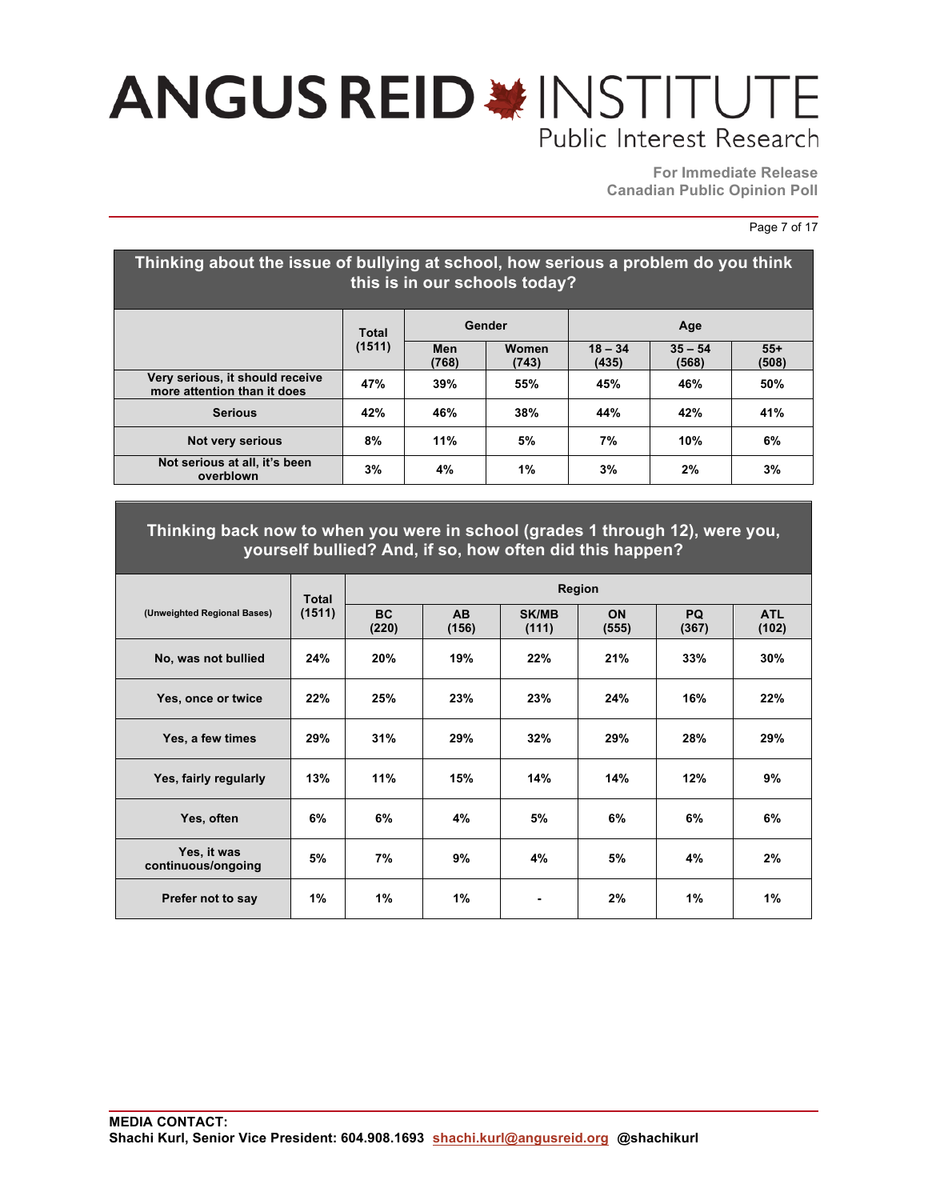# ANGUS REID INSTITUTE

Public Interest Research

**For Immediate Release**
**Canadian Public Opinion Poll**

| **Thinking about the issue of bullying at school, how serious a problem do you think this is in our schools today?** | Total (1511) | Gender | | Age | | |
|---|---|---|---|---|---|---|
| | | Men (768) | Women (743) | 18 – 34 (435) | 35 – 54 (568) | 55+ (508) |
| Very serious, it should receive more attention than it does | 47% | 39% | 55% | 45% | 46% | 50% |
| Serious | 42% | 46% | 38% | 44% | 42% | 41% |
| Not very serious | 8% | 11% | 5% | 7% | 10% | 6% |
| Not serious at all, it's been overblown | 3% | 4% | 1% | 3% | 2% | 3% |

**Thinking back now to when you were in school (grades 1 through 12), were you, yourself bullied? And, if so, how often did this happen?**

| (Unweighted Regional Bases) | Total (1511) | Region | | | | | |
|---|---|---|---|---|---|---|---|
| | | BC (220) | AB (156) | SK/MB (111) | ON (555) | PQ (367) | ATL (102) |
| No, was not bullied | 24% | 20% | 19% | 22% | 21% | 33% | 30% |
| Yes, once or twice | 22% | 25% | 23% | 23% | 24% | 16% | 22% |
| Yes, a few times | 29% | 31% | 29% | 32% | 29% | 28% | 29% |
| Yes, fairly regularly | 13% | 11% | 15% | 14% | 14% | 12% | 9% |
| Yes, often | 6% | 6% | 4% | 5% | 6% | 6% | 6% |
| Yes, it was continuous/ongoing | 5% | 7% | 9% | 4% | 5% | 4% | 2% |
| Prefer not to say | 1% | 1% | 1% | - | 2% | 1% | 1% |

**MEDIA CONTACT:**
**Shachi Kurl, Senior Vice President: 604.908.1693 shachi.kurl@angusreid.org @shachikurl**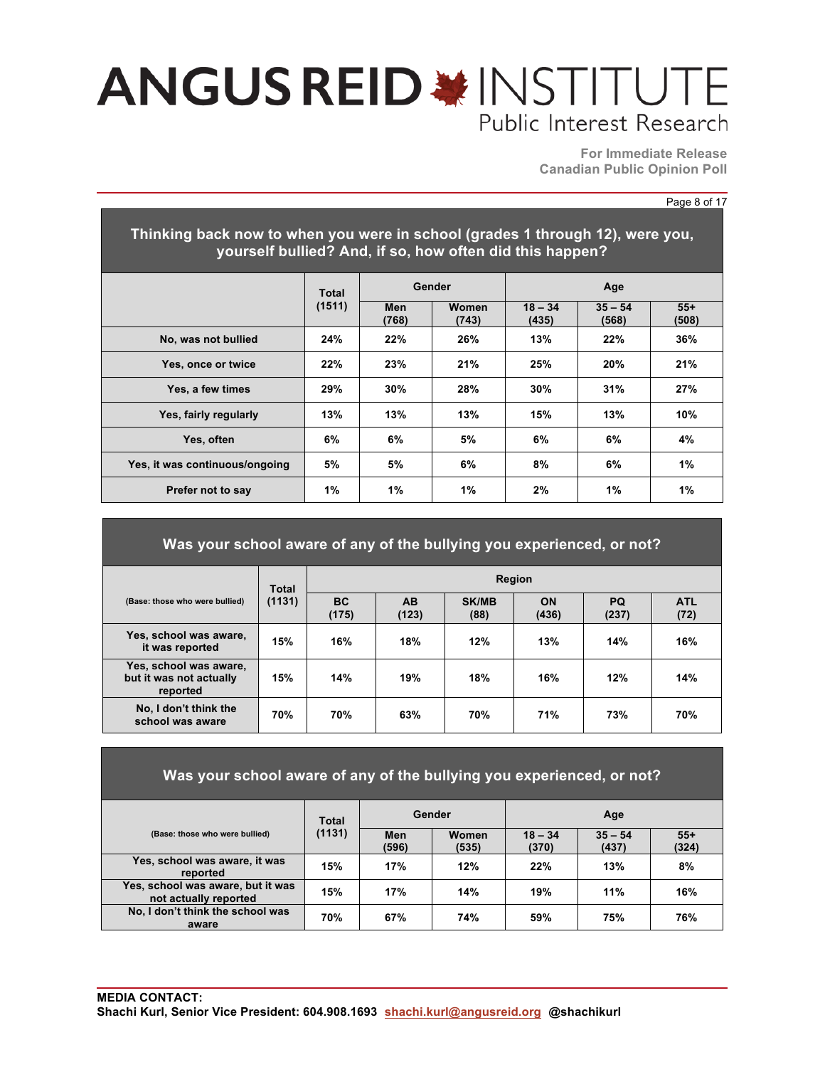# ANGUS REID INSTITUTE
Public Interest Research

**For Immediate Release**
**Canadian Public Opinion Poll**

### Thinking back now to when you were in school (grades 1 through 12), were you, yourself bullied? And, if so, how often did this happen?

| | Total (1511) | Gender | | Age | | |
|---|---|---|---|---|---|---|
| | | Men (768) | Women (743) | 18 – 34 (435) | 35 – 54 (568) | 55+ (508) |
| No, was not bullied | 24% | 22% | 26% | 13% | 22% | 36% |
| Yes, once or twice | 22% | 23% | 21% | 25% | 20% | 21% |
| Yes, a few times | 29% | 30% | 28% | 30% | 31% | 27% |
| Yes, fairly regularly | 13% | 13% | 13% | 15% | 13% | 10% |
| Yes, often | 6% | 6% | 5% | 6% | 6% | 4% |
| Yes, it was continuous/ongoing | 5% | 5% | 6% | 8% | 6% | 1% |
| Prefer not to say | 1% | 1% | 1% | 2% | 1% | 1% |

### Was your school aware of any of the bullying you experienced, or not?

| (Base: those who were bullied) | Total (1131) | Region | | | | | |
|---|---|---|---|---|---|---|---|
| | | BC (175) | AB (123) | SK/MB (88) | ON (436) | PQ (237) | ATL (72) |
| Yes, school was aware, it was reported | 15% | 16% | 18% | 12% | 13% | 14% | 16% |
| Yes, school was aware, but it was not actually reported | 15% | 14% | 19% | 18% | 16% | 12% | 14% |
| No, I don't think the school was aware | 70% | 70% | 63% | 70% | 71% | 73% | 70% |

### Was your school aware of any of the bullying you experienced, or not?

| (Base: those who were bullied) | Total (1131) | Gender | | Age | | |
|---|---|---|---|---|---|---|
| | | Men (596) | Women (535) | 18 – 34 (370) | 35 – 54 (437) | 55+ (324) |
| Yes, school was aware, it was reported | 15% | 17% | 12% | 22% | 13% | 8% |
| Yes, school was aware, but it was not actually reported | 15% | 17% | 14% | 19% | 11% | 16% |
| No, I don't think the school was aware | 70% | 67% | 74% | 59% | 75% | 76% |

**MEDIA CONTACT:**
**Shachi Kurl, Senior Vice President: 604.908.1693 shachi.kurl@angusreid.org @shachikurl**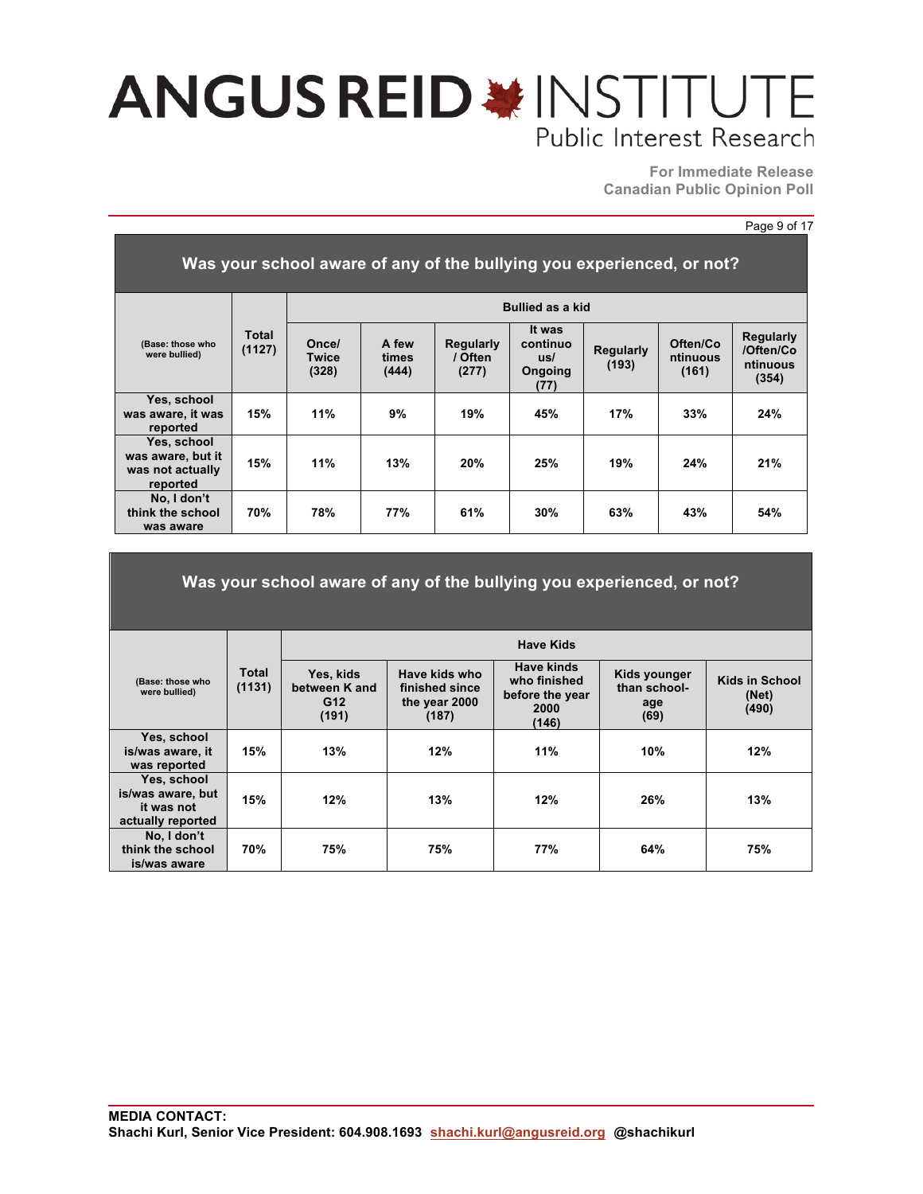## Was your school aware of any of the bullying you experienced, or not?

| (Base: those who were bullied) | Total (1127) | Bullied as a kid | | | | | | |
|---|---|---|---|---|---|---|---|---|
| | | Once/ Twice (328) | A few times (444) | Regularly / Often (277) | It was continuous/ Ongoing (77) | Regularly (193) | Often/Continuous (161) | Regularly /Often/Continuous (354) |
| Yes, school was aware, it was reported | 15% | 11% | 9% | 19% | 45% | 17% | 33% | 24% |
| Yes, school was aware, but it was not actually reported | 15% | 11% | 13% | 20% | 25% | 19% | 24% | 21% |
| No, I don't think the school was aware | 70% | 78% | 77% | 61% | 30% | 63% | 43% | 54% |

## Was your school aware of any of the bullying you experienced, or not?

| (Base: those who were bullied) | Total (1131) | Have Kids | | | | |
|---|---|---|---|---|---|---|
| | | Yes, kids between K and G12 (191) | Have kids who finished since the year 2000 (187) | Have kinds who finished before the year 2000 (146) | Kids younger than school-age (69) | Kids in School (Net) (490) |
| Yes, school is/was aware, it was reported | 15% | 13% | 12% | 11% | 10% | 12% |
| Yes, school is/was aware, but it was not actually reported | 15% | 12% | 13% | 12% | 26% | 13% |
| No, I don't think the school is/was aware | 70% | 75% | 75% | 77% | 64% | 75% |

**MEDIA CONTACT:**
**Shachi Kurl, Senior Vice President: 604.908.1693 shachi.kurl@angusreid.org @shachikurl**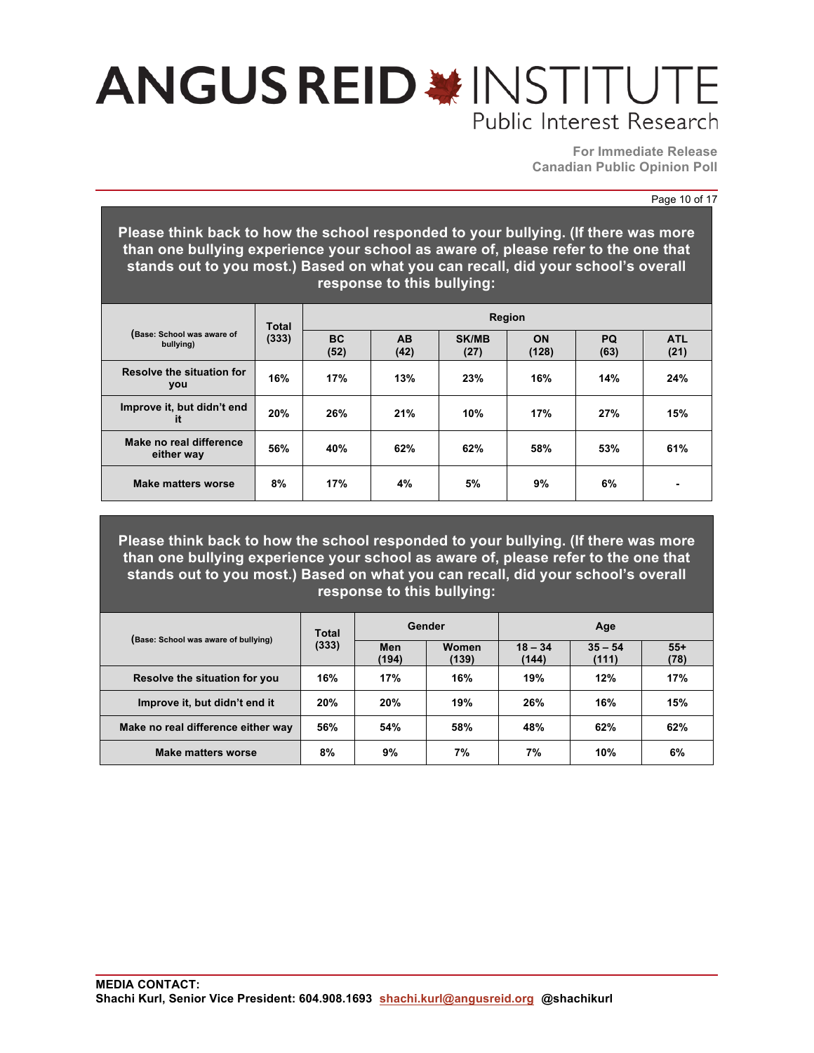**Please think back to how the school responded to your bullying. (If there was more than one bullying experience your school as aware of, please refer to the one that stands out to you most.) Based on what you can recall, did your school's overall response to this bullying:**

| (Base: School was aware of bullying) | Total (333) | Region | | | | | |
|---|---|---|---|---|---|---|---|
| | | BC (52) | AB (42) | SK/MB (27) | ON (128) | PQ (63) | ATL (21) |
| Resolve the situation for you | 16% | 17% | 13% | 23% | 16% | 14% | 24% |
| Improve it, but didn't end it | 20% | 26% | 21% | 10% | 17% | 27% | 15% |
| Make no real difference either way | 56% | 40% | 62% | 62% | 58% | 53% | 61% |
| Make matters worse | 8% | 17% | 4% | 5% | 9% | 6% | - |

**Please think back to how the school responded to your bullying. (If there was more than one bullying experience your school as aware of, please refer to the one that stands out to you most.) Based on what you can recall, did your school's overall response to this bullying:**

| (Base: School was aware of bullying) | Total (333) | Gender | | Age | | |
|---|---|---|---|---|---|---|
| | | Men (194) | Women (139) | 18 – 34 (144) | 35 – 54 (111) | 55+ (78) |
| Resolve the situation for you | 16% | 17% | 16% | 19% | 12% | 17% |
| Improve it, but didn't end it | 20% | 20% | 19% | 26% | 16% | 15% |
| Make no real difference either way | 56% | 54% | 58% | 48% | 62% | 62% |
| Make matters worse | 8% | 9% | 7% | 7% | 10% | 6% |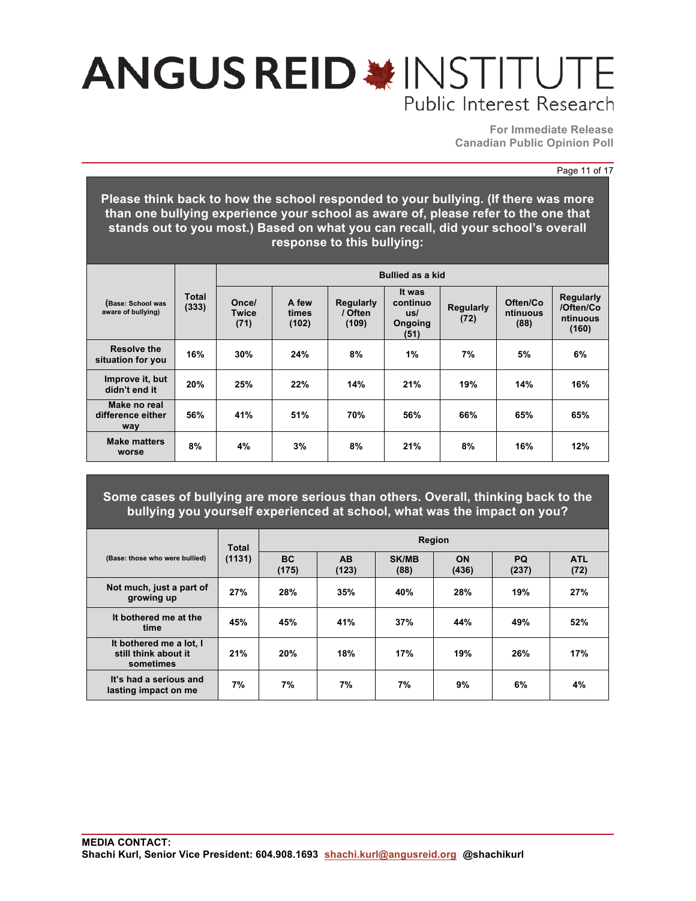**For Immediate Release**
**Canadian Public Opinion Poll**

**Please think back to how the school responded to your bullying. (If there was more than one bullying experience your school as aware of, please refer to the one that stands out to you most.) Based on what you can recall, did your school's overall response to this bullying:**

| (Base: School was aware of bullying) | Total (333) | Bullied as a kid | | | | | | |
|---|---|---|---|---|---|---|---|---|
| | | Once/ Twice (71) | A few times (102) | Regularly / Often (109) | It was continuous/ Ongoing (51) | Regularly (72) | Often/Continuous (88) | Regularly /Often/Continuous (160) |
| Resolve the situation for you | 16% | 30% | 24% | 8% | 1% | 7% | 5% | 6% |
| Improve it, but didn't end it | 20% | 25% | 22% | 14% | 21% | 19% | 14% | 16% |
| Make no real difference either way | 56% | 41% | 51% | 70% | 56% | 66% | 65% | 65% |
| Make matters worse | 8% | 4% | 3% | 8% | 21% | 8% | 16% | 12% |

**Some cases of bullying are more serious than others. Overall, thinking back to the bullying you yourself experienced at school, what was the impact on you?**

| (Base: those who were bullied) | Total (1131) | Region | | | | | |
|---|---|---|---|---|---|---|---|
| | | BC (175) | AB (123) | SK/MB (88) | ON (436) | PQ (237) | ATL (72) |
| Not much, just a part of growing up | 27% | 28% | 35% | 40% | 28% | 19% | 27% |
| It bothered me at the time | 45% | 45% | 41% | 37% | 44% | 49% | 52% |
| It bothered me a lot, I still think about it sometimes | 21% | 20% | 18% | 17% | 19% | 26% | 17% |
| It's had a serious and lasting impact on me | 7% | 7% | 7% | 7% | 9% | 6% | 4% |

**MEDIA CONTACT:**
**Shachi Kurl, Senior Vice President: 604.908.1693 shachi.kurl@angusreid.org @shachikurl**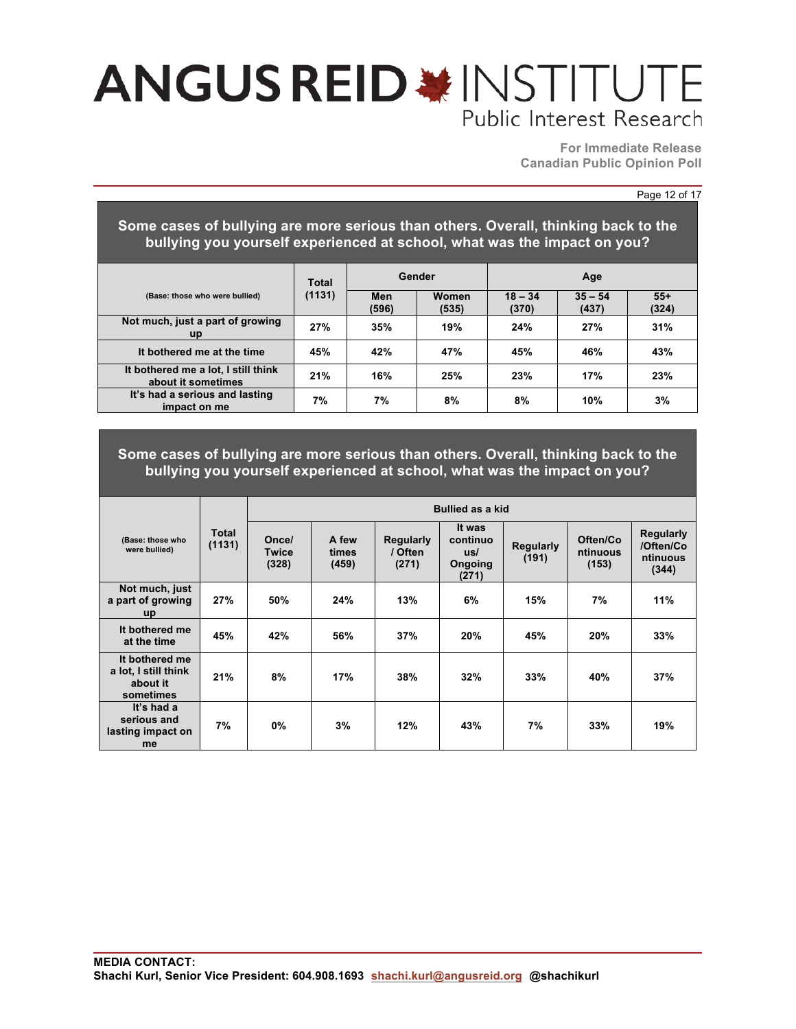# ANGUS REID INSTITUTE
Public Interest Research

**For Immediate Release**
**Canadian Public Opinion Poll**

**Some cases of bullying are more serious than others. Overall, thinking back to the bullying you yourself experienced at school, what was the impact on you?**

| (Base: those who were bullied) | Total (1131) | Gender | | Age | | |
|---|---|---|---|---|---|---|
| | | Men (596) | Women (535) | 18 – 34 (370) | 35 – 54 (437) | 55+ (324) |
| Not much, just a part of growing up | 27% | 35% | 19% | 24% | 27% | 31% |
| It bothered me at the time | 45% | 42% | 47% | 45% | 46% | 43% |
| It bothered me a lot, I still think about it sometimes | 21% | 16% | 25% | 23% | 17% | 23% |
| It's had a serious and lasting impact on me | 7% | 7% | 8% | 8% | 10% | 3% |

**Some cases of bullying are more serious than others. Overall, thinking back to the bullying you yourself experienced at school, what was the impact on you?**

| (Base: those who were bullied) | Total (1131) | Bullied as a kid | | | | | | |
|---|---|---|---|---|---|---|---|---|
| | | Once/ Twice (328) | A few times (459) | Regularly / Often (271) | It was continuous/ Ongoing (271) | Regularly (191) | Often/Continuous (153) | Regularly /Often/Continuous (344) |
| Not much, just a part of growing up | 27% | 50% | 24% | 13% | 6% | 15% | 7% | 11% |
| It bothered me at the time | 45% | 42% | 56% | 37% | 20% | 45% | 20% | 33% |
| It bothered me a lot, I still think about it sometimes | 21% | 8% | 17% | 38% | 32% | 33% | 40% | 37% |
| It's had a serious and lasting impact on me | 7% | 0% | 3% | 12% | 43% | 7% | 33% | 19% |

**MEDIA CONTACT:**
**Shachi Kurl, Senior Vice President: 604.908.1693 shachi.kurl@angusreid.org @shachikurl**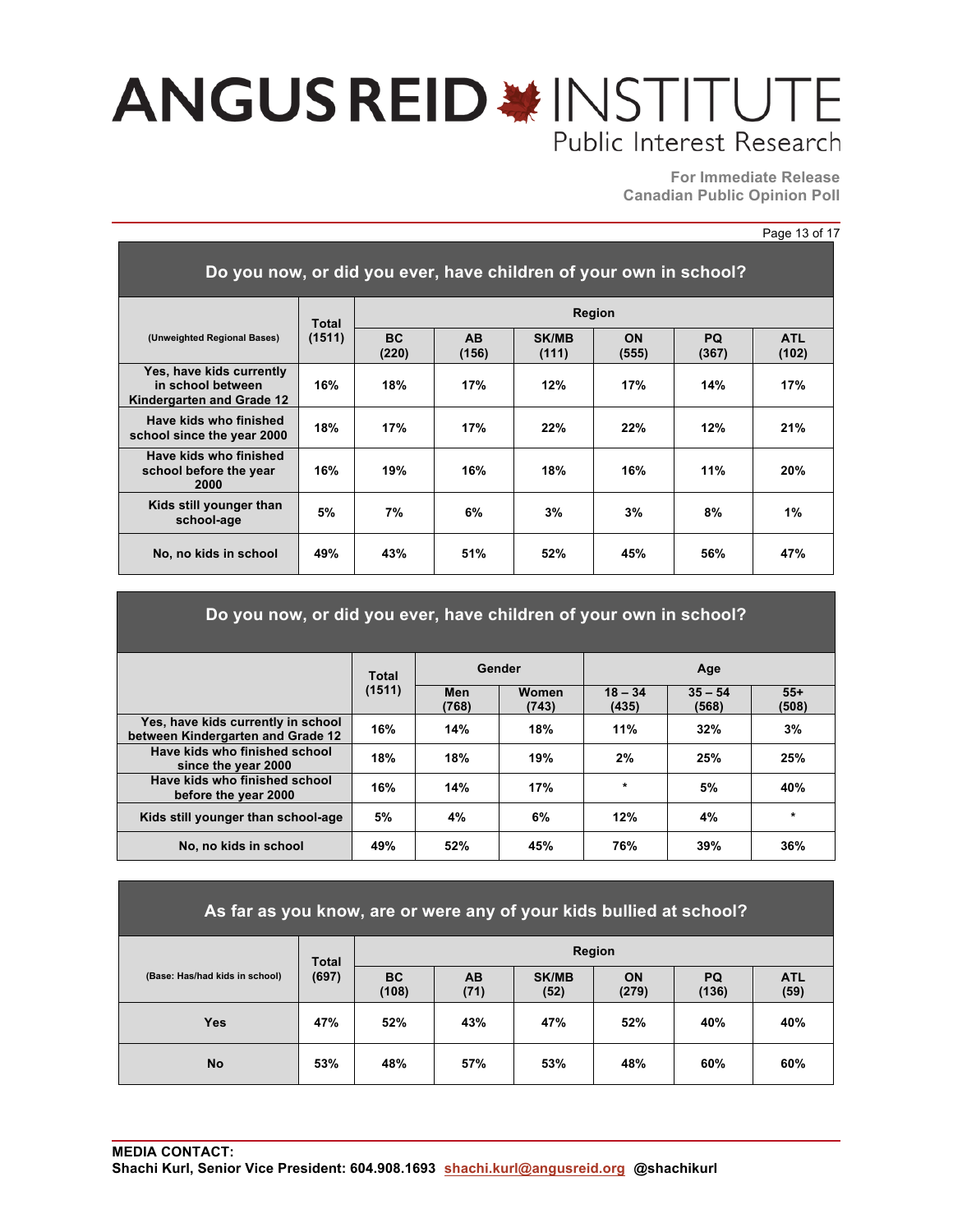# ANGUS REID INSTITUTE
Public Interest Research

**For Immediate Release**
**Canadian Public Opinion Poll**

| Do you now, or did you ever, have children of your own in school? | | | | | | | |
|---|---|---|---|---|---|---|---|
| (Unweighted Regional Bases) | Total (1511) | Region | | | | | |
| | | BC (220) | AB (156) | SK/MB (111) | ON (555) | PQ (367) | ATL (102) |
| Yes, have kids currently in school between Kindergarten and Grade 12 | 16% | 18% | 17% | 12% | 17% | 14% | 17% |
| Have kids who finished school since the year 2000 | 18% | 17% | 17% | 22% | 22% | 12% | 21% |
| Have kids who finished school before the year 2000 | 16% | 19% | 16% | 18% | 16% | 11% | 20% |
| Kids still younger than school-age | 5% | 7% | 6% | 3% | 3% | 8% | 1% |
| No, no kids in school | 49% | 43% | 51% | 52% | 45% | 56% | 47% |

| Do you now, or did you ever, have children of your own in school? | | | | | | |
|---|---|---|---|---|---|---|
| | Total (1511) | Gender | | Age | | |
| | | Men (768) | Women (743) | 18 – 34 (435) | 35 – 54 (568) | 55+ (508) |
| Yes, have kids currently in school between Kindergarten and Grade 12 | 16% | 14% | 18% | 11% | 32% | 3% |
| Have kids who finished school since the year 2000 | 18% | 18% | 19% | 2% | 25% | 25% |
| Have kids who finished school before the year 2000 | 16% | 14% | 17% | * | 5% | 40% |
| Kids still younger than school-age | 5% | 4% | 6% | 12% | 4% | * |
| No, no kids in school | 49% | 52% | 45% | 76% | 39% | 36% |

| As far as you know, are or were any of your kids bullied at school? | | | | | | | |
|---|---|---|---|---|---|---|---|
| (Base: Has/had kids in school) | Total (697) | Region | | | | | |
| | | BC (108) | AB (71) | SK/MB (52) | ON (279) | PQ (136) | ATL (59) |
| Yes | 47% | 52% | 43% | 47% | 52% | 40% | 40% |
| No | 53% | 48% | 57% | 53% | 48% | 60% | 60% |

**MEDIA CONTACT:**
**Shachi Kurl, Senior Vice President: 604.908.1693 shachi.kurl@angusreid.org @shachikurl**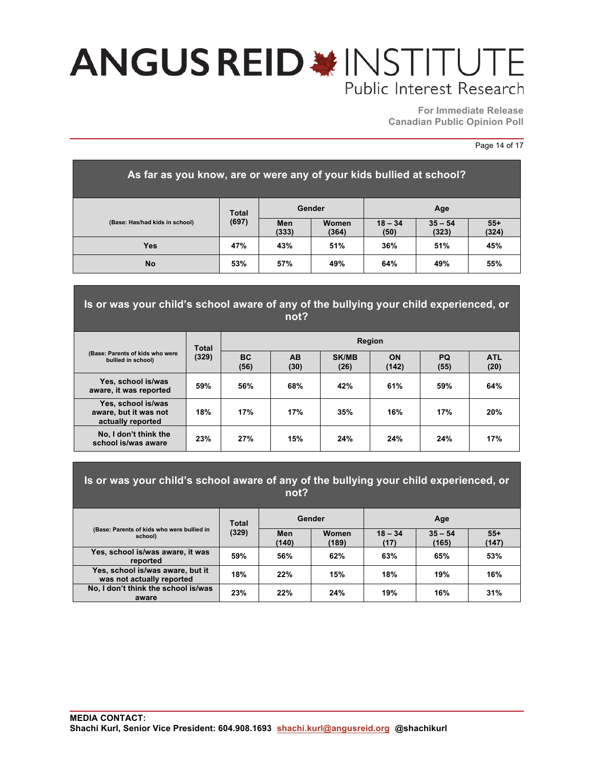**For Immediate Release**
**Canadian Public Opinion Poll**

| As far as you know, are or were any of your kids bullied at school? | | | | | | |
|---|---|---|---|---|---|---|
| (Base: Has/had kids in school) | Total (697) | Gender | | Age | | |
| | | Men (333) | Women (364) | 18 – 34 (50) | 35 – 54 (323) | 55+ (324) |
| **Yes** | 47% | 43% | 51% | 36% | 51% | 45% |
| **No** | 53% | 57% | 49% | 64% | 49% | 55% |

| Is or was your child's school aware of any of the bullying your child experienced, or not? | | | | | | | |
|---|---|---|---|---|---|---|---|
| (Base: Parents of kids who were bullied in school) | Total (329) | Region | | | | | |
| | | BC (56) | AB (30) | SK/MB (26) | ON (142) | PQ (55) | ATL (20) |
| **Yes, school is/was aware, it was reported** | 59% | 56% | 68% | 42% | 61% | 59% | 64% |
| **Yes, school is/was aware, but it was not actually reported** | 18% | 17% | 17% | 35% | 16% | 17% | 20% |
| **No, I don't think the school is/was aware** | 23% | 27% | 15% | 24% | 24% | 24% | 17% |

| Is or was your child's school aware of any of the bullying your child experienced, or not? | | | | | | |
|---|---|---|---|---|---|---|
| (Base: Parents of kids who were bullied in school) | Total (329) | Gender | | Age | | |
| | | Men (140) | Women (189) | 18 – 34 (17) | 35 – 54 (165) | 55+ (147) |
| **Yes, school is/was aware, it was reported** | 59% | 56% | 62% | 63% | 65% | 53% |
| **Yes, school is/was aware, but it was not actually reported** | 18% | 22% | 15% | 18% | 19% | 16% |
| **No, I don't think the school is/was aware** | 23% | 22% | 24% | 19% | 16% | 31% |

**MEDIA CONTACT:**
**Shachi Kurl, Senior Vice President: 604.908.1693 shachi.kurl@angusreid.org @shachikurl**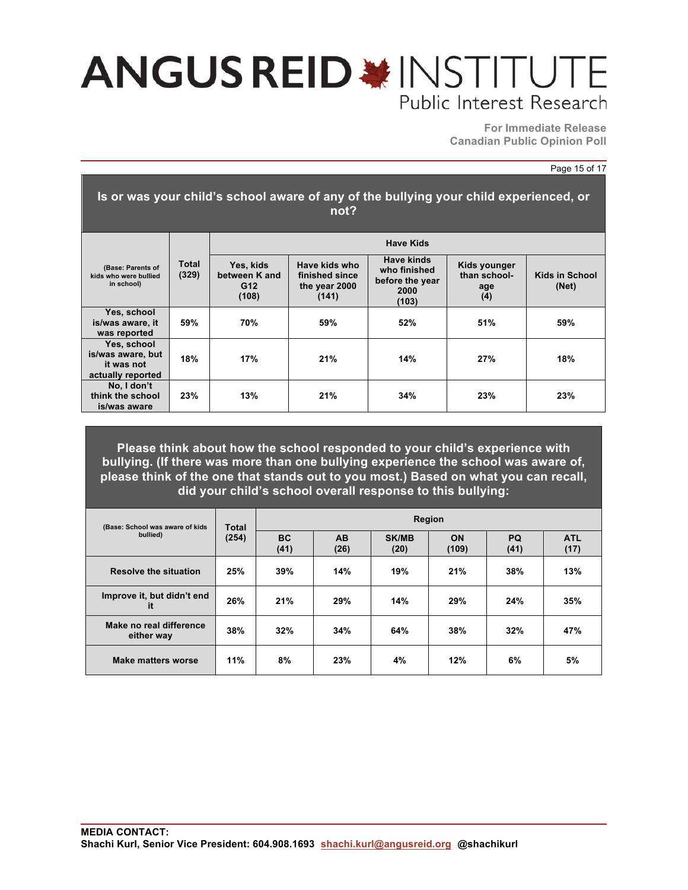**For Immediate Release**
**Canadian Public Opinion Poll**

## Is or was your child's school aware of any of the bullying your child experienced, or not?

| (Base: Parents of kids who were bullied in school) | Total (329) | Have Kids | | | | |
|---|---|---|---|---|---|---|
| | | Yes, kids between K and G12 (108) | Have kids who finished since the year 2000 (141) | Have kinds who finished before the year 2000 (103) | Kids younger than school-age (4) | Kids in School (Net) |
| **Yes, school is/was aware, it was reported** | **59%** | **70%** | **59%** | **52%** | **51%** | **59%** |
| **Yes, school is/was aware, but it was not actually reported** | **18%** | **17%** | **21%** | **14%** | **27%** | **18%** |
| **No, I don't think the school is/was aware** | **23%** | **13%** | **21%** | **34%** | **23%** | **23%** |

## Please think about how the school responded to your child's experience with bullying. (If there was more than one bullying experience the school was aware of, please think of the one that stands out to you most.) Based on what you can recall, did your child's school overall response to this bullying:

| (Base: School was aware of kids bullied) | Total (254) | Region | | | | | |
|---|---|---|---|---|---|---|---|
| | | BC (41) | AB (26) | SK/MB (20) | ON (109) | PQ (41) | ATL (17) |
| **Resolve the situation** | **25%** | **39%** | **14%** | **19%** | **21%** | **38%** | **13%** |
| **Improve it, but didn't end it** | **26%** | **21%** | **29%** | **14%** | **29%** | **24%** | **35%** |
| **Make no real difference either way** | **38%** | **32%** | **34%** | **64%** | **38%** | **32%** | **47%** |
| **Make matters worse** | **11%** | **8%** | **23%** | **4%** | **12%** | **6%** | **5%** |

**MEDIA CONTACT:**
**Shachi Kurl, Senior Vice President: 604.908.1693 shachi.kurl@angusreid.org @shachikurl**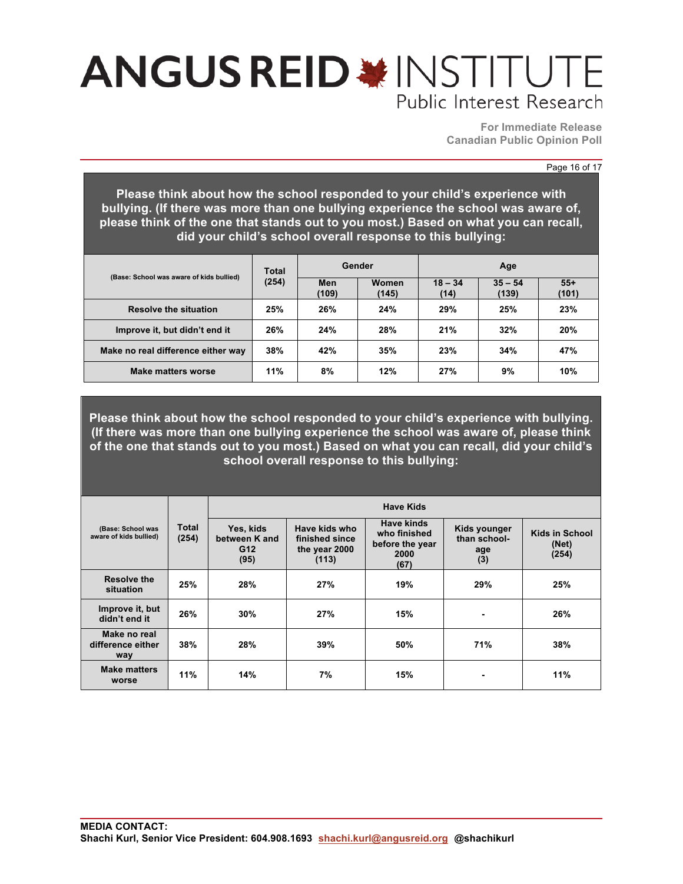**For Immediate Release**
**Canadian Public Opinion Poll**

**Please think about how the school responded to your child's experience with bullying. (If there was more than one bullying experience the school was aware of, please think of the one that stands out to you most.) Based on what you can recall, did your child's school overall response to this bullying:**

| (Base: School was aware of kids bullied) | Total (254) | Gender | | Age | | |
|---|---|---|---|---|---|---|
| | | Men (109) | Women (145) | 18 – 34 (14) | 35 – 54 (139) | 55+ (101) |
| Resolve the situation | 25% | 26% | 24% | 29% | 25% | 23% |
| Improve it, but didn't end it | 26% | 24% | 28% | 21% | 32% | 20% |
| Make no real difference either way | 38% | 42% | 35% | 23% | 34% | 47% |
| Make matters worse | 11% | 8% | 12% | 27% | 9% | 10% |

**Please think about how the school responded to your child's experience with bullying. (If there was more than one bullying experience the school was aware of, please think of the one that stands out to you most.) Based on what you can recall, did your child's school overall response to this bullying:**

| (Base: School was aware of kids bullied) | Total (254) | Have Kids | | | | |
|---|---|---|---|---|---|---|
| | | Yes, kids between K and G12 (95) | Have kids who finished since the year 2000 (113) | Have kinds who finished before the year 2000 (67) | Kids younger than school-age (3) | Kids in School (Net) (254) |
| Resolve the situation | 25% | 28% | 27% | 19% | 29% | 25% |
| Improve it, but didn't end it | 26% | 30% | 27% | 15% | - | 26% |
| Make no real difference either way | 38% | 28% | 39% | 50% | 71% | 38% |
| Make matters worse | 11% | 14% | 7% | 15% | - | 11% |

**MEDIA CONTACT:**
**Shachi Kurl, Senior Vice President: 604.908.1693 shachi.kurl@angusreid.org @shachikurl**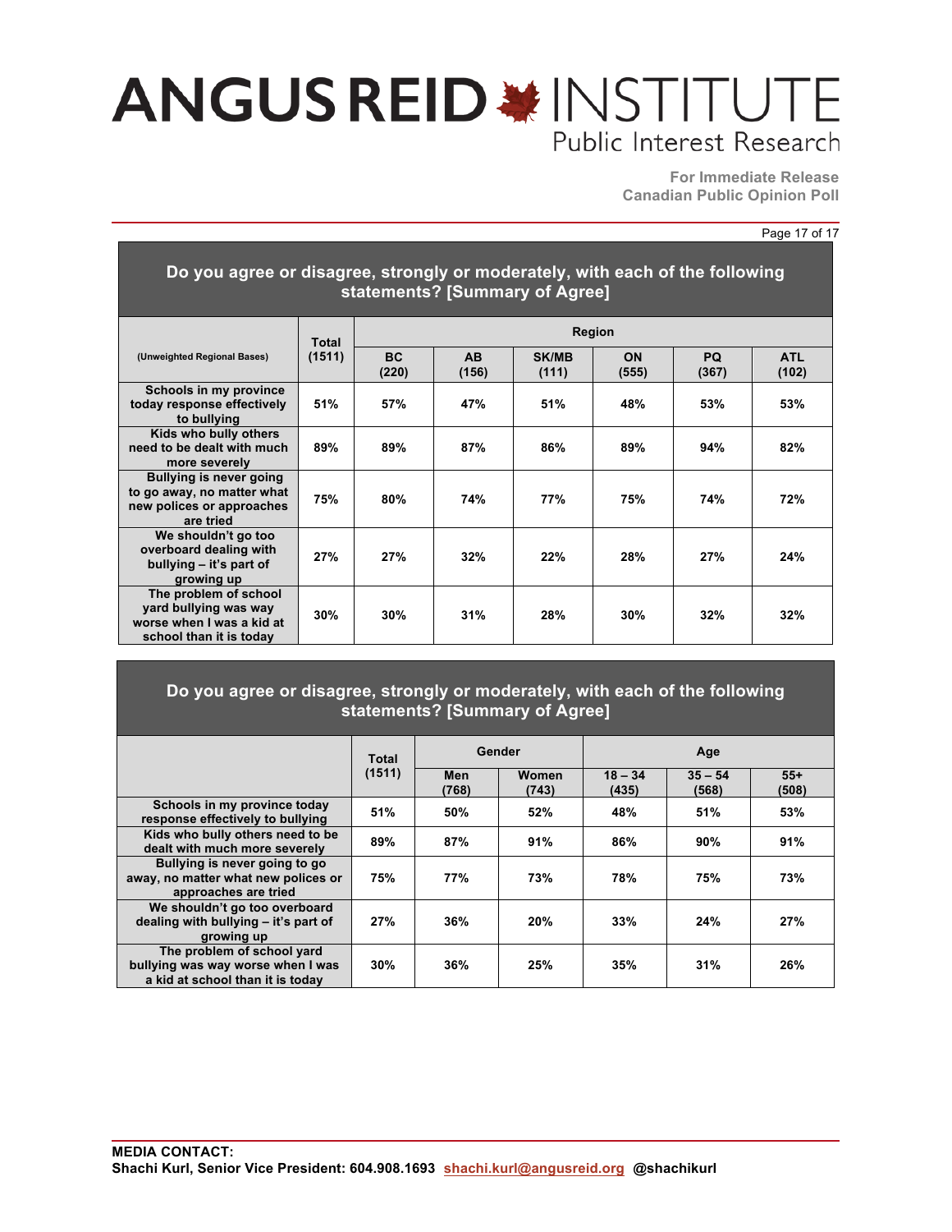# ANGUS REID INSTITUTE
Public Interest Research

**For Immediate Release**
**Canadian Public Opinion Poll**

## Do you agree or disagree, strongly or moderately, with each of the following statements? [Summary of Agree]

| (Unweighted Regional Bases) | Total (1511) | Region | | | | | |
|---|---|---|---|---|---|---|---|
| | | BC (220) | AB (156) | SK/MB (111) | ON (555) | PQ (367) | ATL (102) |
| Schools in my province today response effectively to bullying | 51% | 57% | 47% | 51% | 48% | 53% | 53% |
| Kids who bully others need to be dealt with much more severely | 89% | 89% | 87% | 86% | 89% | 94% | 82% |
| Bullying is never going to go away, no matter what new polices or approaches are tried | 75% | 80% | 74% | 77% | 75% | 74% | 72% |
| We shouldn't go too overboard dealing with bullying – it's part of growing up | 27% | 27% | 32% | 22% | 28% | 27% | 24% |
| The problem of school yard bullying was way worse when I was a kid at school than it is today | 30% | 30% | 31% | 28% | 30% | 32% | 32% |

## Do you agree or disagree, strongly or moderately, with each of the following statements? [Summary of Agree]

| | Total (1511) | Gender | | Age | | |
|---|---|---|---|---|---|---|
| | | Men (768) | Women (743) | 18 – 34 (435) | 35 – 54 (568) | 55+ (508) |
| Schools in my province today response effectively to bullying | 51% | 50% | 52% | 48% | 51% | 53% |
| Kids who bully others need to be dealt with much more severely | 89% | 87% | 91% | 86% | 90% | 91% |
| Bullying is never going to go away, no matter what new polices or approaches are tried | 75% | 77% | 73% | 78% | 75% | 73% |
| We shouldn't go too overboard dealing with bullying – it's part of growing up | 27% | 36% | 20% | 33% | 24% | 27% |
| The problem of school yard bullying was way worse when I was a kid at school than it is today | 30% | 36% | 25% | 35% | 31% | 26% |

**MEDIA CONTACT:**
**Shachi Kurl, Senior Vice President: 604.908.1693 shachi.kurl@angusreid.org @shachikurl**